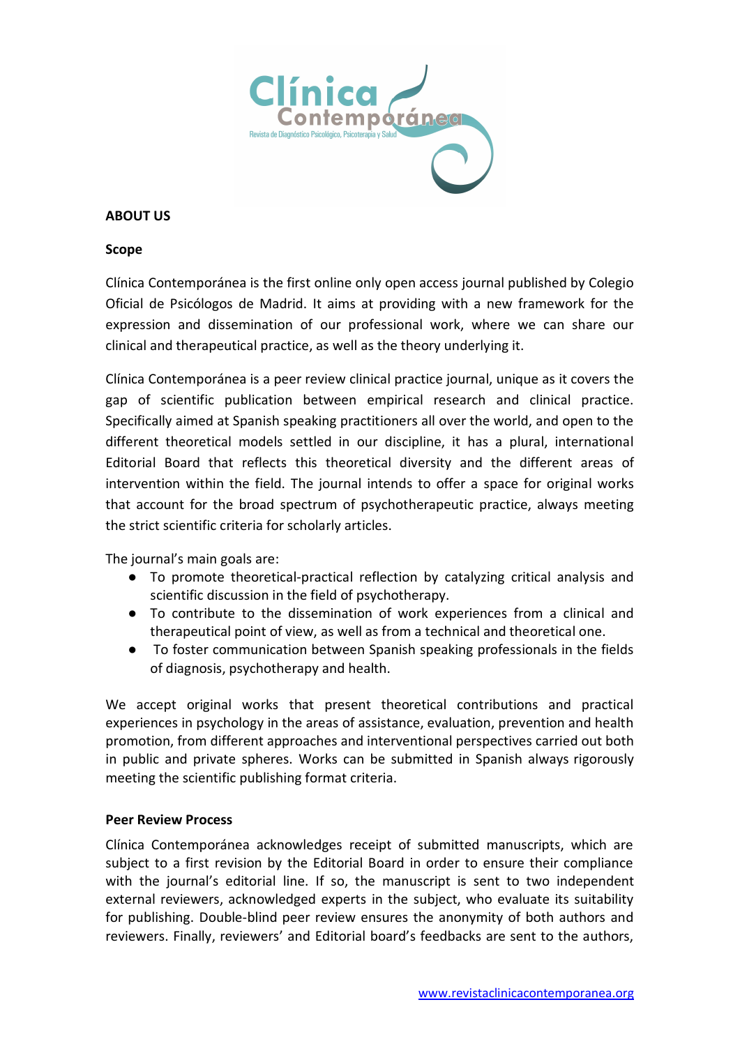## ABOUT US

### Scope

Clínica Contemporánea is the first online only open access journal published by Colegio Oficial de Psicólogos de Madrid. It aims at providing with a new framework for the expression and dissemination of our professional work, where we can share our clinical and therapeutical practice, as well as the theory underlying it.

Clínica Contemporánea is a peer review clinical practice journal, unique as it covers the gap of scientific publication between empirical research and clinical practice. Specifically aimed at Spanish speaking practitioners all over the world, and open to the different theoretical models settled in our discipline, it has a plural, international Editorial Board that reflects this theoretical diversity and the different areas of intervention within the field. The journal intends to offer a space for original works that account for the broad spectrum of psychotherapeutic practice, always meeting the strict scientific criteria for scholarly articles.

The journal's main goals are:

- To promote theoretical-practical reflection by catalyzing critical analysis and scientific discussion in the field of psychotherapy.
- To contribute to the dissemination of work experiences from a clinical and therapeutical point of view, as well as from a technical and theoretical one.
- To foster communication between Spanish speaking professionals in the fields of diagnosis, psychotherapy and health.

We accept original works that present theoretical contributions and practical experiences in psychology in the areas of assistance, evaluation, prevention and health promotion, from different approaches and interventional perspectives carried out both in public and private spheres. Works can be submitted in Spanish always rigorously meeting the scientific publishing format criteria.

### Peer Review Process

Clínica Contemporánea acknowledges receipt of submitted manuscripts, which are subject to a first revision by the Editorial Board in order to ensure their compliance with the journal's editorial line. If so, the manuscript is sent to two independent external reviewers, acknowledged experts in the subject, who evaluate its suitability for publishing. Double-blind peer review ensures the anonymity of both authors and reviewers. Finally, reviewers' and Editorial board's feedbacks are sent to the authors,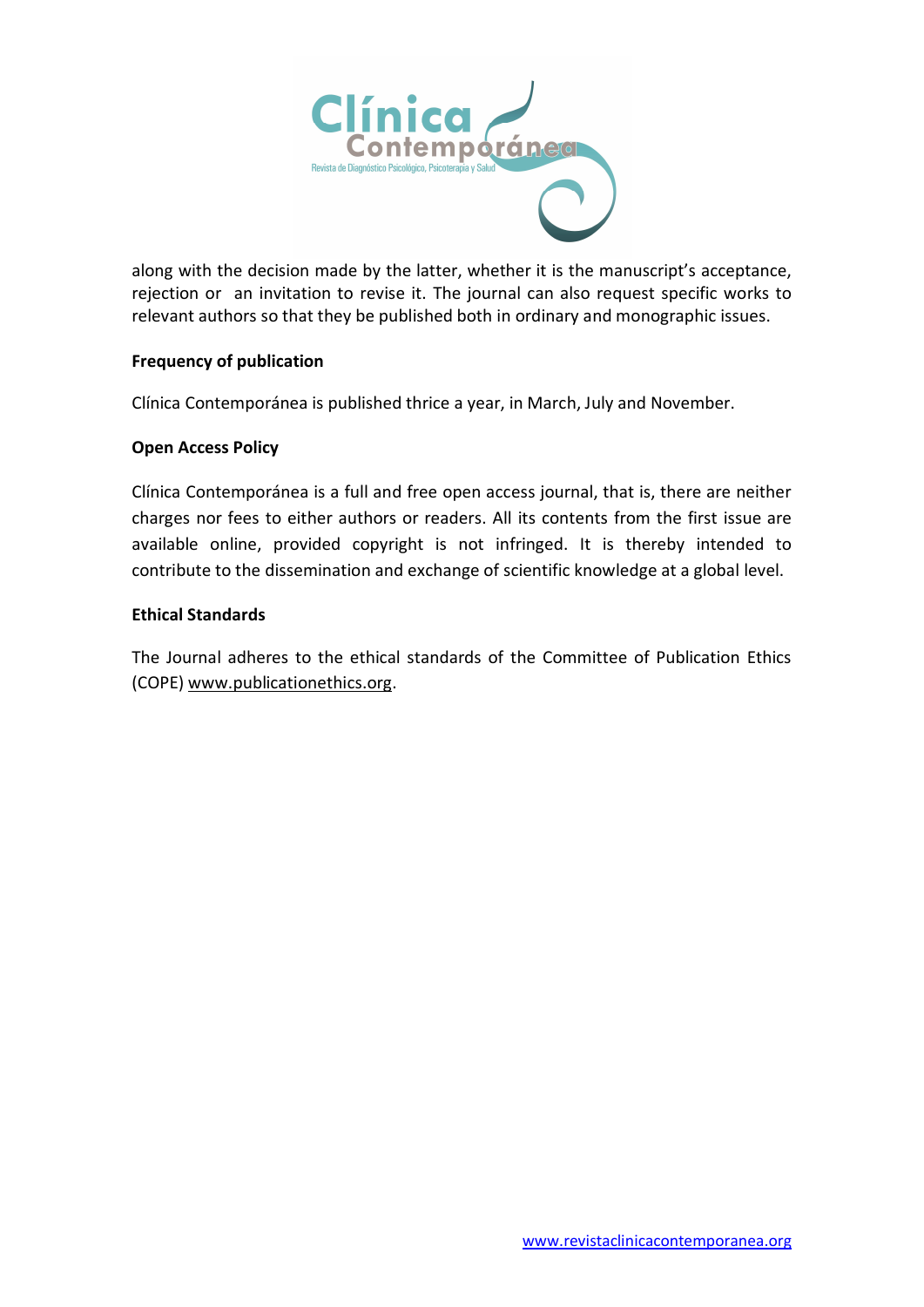along with the decision made by the latter, whether it is the manuscript's acceptance, rejection or an invitation to revise it. The journal can also request specific works to relevant authors so that they be published both in ordinary and monographic issues.

**Frequency of publication**

Clínica Contemporánea is published thrice a year, in March, July and November.

**Open Access Policy**

Clínica Contemporánea is a full and free open access journal, that is, there are neither charges nor fees to either authors or readers. All its contents from the first issue are available online, provided copyright is not infringed. It is thereby intended to contribute to the dissemination and exchange of scientific knowledge at a global level.

**Ethical Standards**

The Journal adheres to the ethical standards of the Committee of Publication Ethics (COPE) www.publicationethics.org.